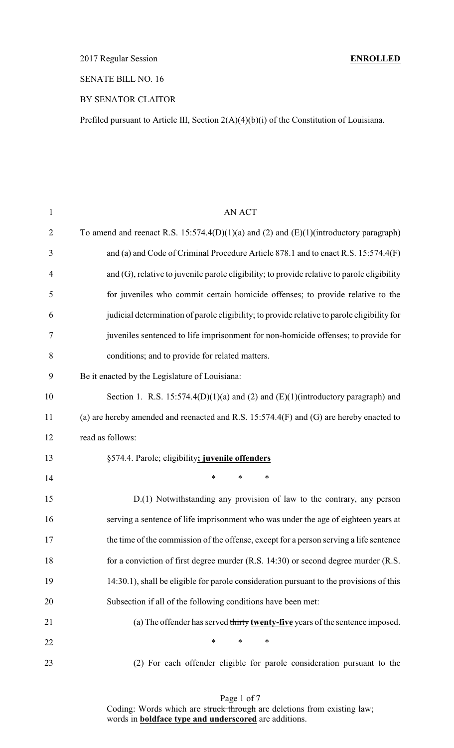2017 Regular Session **ENROLLED**

SENATE BILL NO. 16

BY SENATOR CLAITOR

Prefiled pursuant to Article III, Section 2(A)(4)(b)(i) of the Constitution of Louisiana.

AN ACT

To amend and reenact R.S. 15:574.4(D)(1)(a) and (2) and (E)(1)(introductory paragraph) and (a) and Code of Criminal Procedure Article 878.1 and to enact R.S. 15:574.4(F) and (G), relative to juvenile parole eligibility; to provide relative to parole eligibility for juveniles who commit certain homicide offenses; to provide relative to the judicial determination of parole eligibility; to provide relative to parole eligibility for juveniles sentenced to life imprisonment for non-homicide offenses; to provide for conditions; and to provide for related matters.

Be it enacted by the Legislature of Louisiana:

Section 1. R.S. 15:574.4(D)(1)(a) and (2) and (E)(1)(introductory paragraph) and (a) are hereby amended and reenacted and R.S. 15:574.4(F) and (G) are hereby enacted to read as follows:

§574.4. Parole; eligibility**; juvenile offenders**

\* \* \*

D.(1) Notwithstanding any provision of law to the contrary, any person serving a sentence of life imprisonment who was under the age of eighteen years at the time of the commission of the offense, except for a person serving a life sentence for a conviction of first degree murder (R.S. 14:30) or second degree murder (R.S. 14:30.1), shall be eligible for parole consideration pursuant to the provisions of this Subsection if all of the following conditions have been met:

(a) The offender has served ~~thirty~~ **twenty-five** years of the sentence imposed.

\* \* \*

(2) For each offender eligible for parole consideration pursuant to the

Coding: Words which are ~~struck through~~ are deletions from existing law; words in **boldface type and underscored** are additions.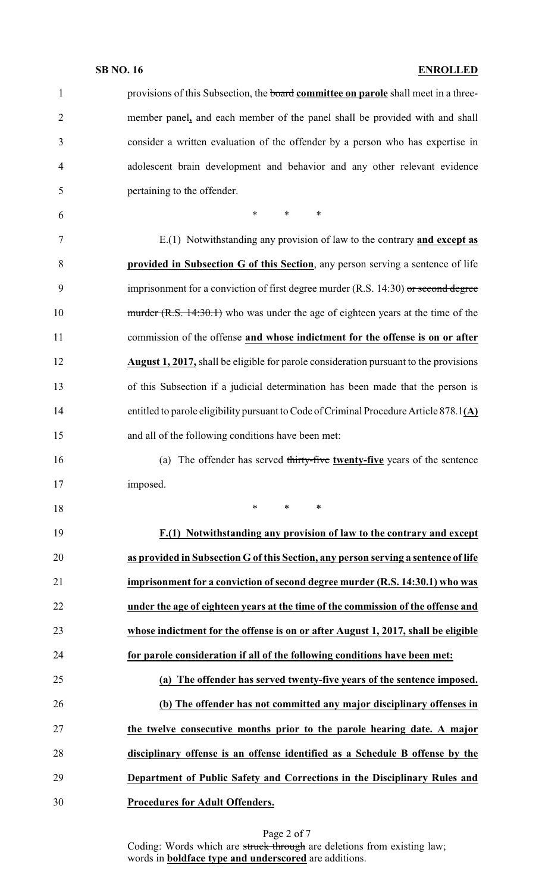provisions of this Subsection, the ~~board~~ **committee on parole** shall meet in a three-member panel**,** and each member of the panel shall be provided with and shall consider a written evaluation of the offender by a person who has expertise in adolescent brain development and behavior and any other relevant evidence pertaining to the offender.

\* \* \*

E.(1) Notwithstanding any provision of law to the contrary **and except as provided in Subsection G of this Section**, any person serving a sentence of life imprisonment for a conviction of first degree murder (R.S. 14:30) ~~or second degree murder (R.S. 14:30.1)~~ who was under the age of eighteen years at the time of the commission of the offense **and whose indictment for the offense is on or after August 1, 2017,** shall be eligible for parole consideration pursuant to the provisions of this Subsection if a judicial determination has been made that the person is entitled to parole eligibility pursuant to Code of Criminal Procedure Article 878.1**(A)** and all of the following conditions have been met:

(a) The offender has served ~~thirty-five~~ **twenty-five** years of the sentence imposed.

\* \* \*

**F.(1) Notwithstanding any provision of law to the contrary and except as provided in Subsection G of this Section, any person serving a sentence of life imprisonment for a conviction of second degree murder (R.S. 14:30.1) who was under the age of eighteen years at the time of the commission of the offense and whose indictment for the offense is on or after August 1, 2017, shall be eligible for parole consideration if all of the following conditions have been met:**

**(a) The offender has served twenty-five years of the sentence imposed.**

**(b) The offender has not committed any major disciplinary offenses in the twelve consecutive months prior to the parole hearing date. A major disciplinary offense is an offense identified as a Schedule B offense by the Department of Public Safety and Corrections in the Disciplinary Rules and Procedures for Adult Offenders.**

Coding: Words which are ~~struck through~~ are deletions from existing law; words in **boldface type and underscored** are additions.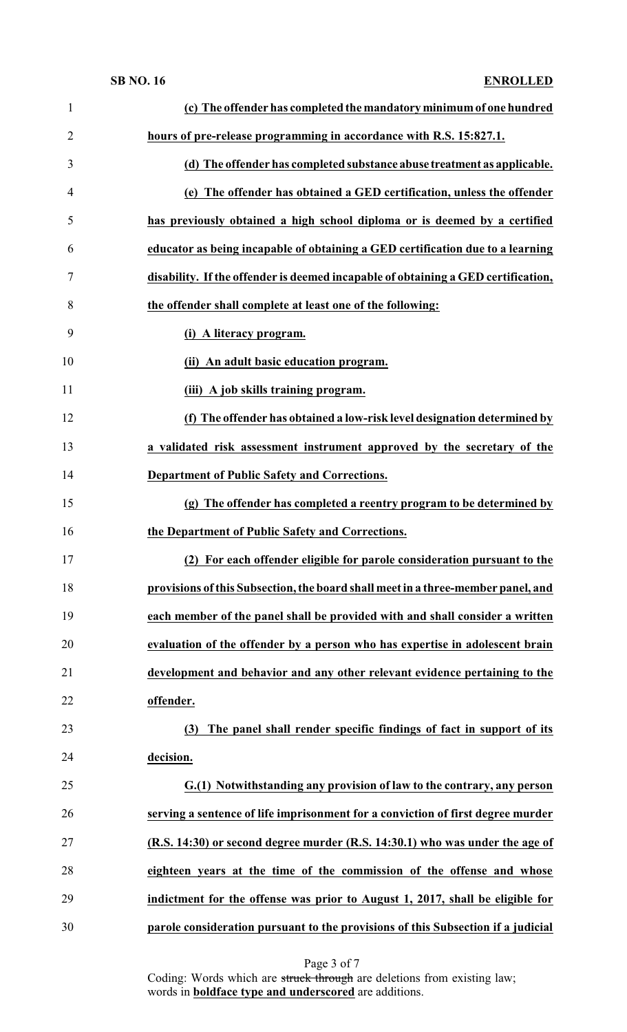**(c) The offender has completed the mandatory minimum of one hundred hours of pre-release programming in accordance with R.S. 15:827.1.**

**(d) The offender has completed substance abuse treatment as applicable.**

**(e) The offender has obtained a GED certification, unless the offender has previously obtained a high school diploma or is deemed by a certified educator as being incapable of obtaining a GED certification due to a learning disability. If the offender is deemed incapable of obtaining a GED certification, the offender shall complete at least one of the following:**

**(i) A literacy program.**

**(ii) An adult basic education program.**

**(iii) A job skills training program.**

**(f) The offender has obtained a low-risk level designation determined by a validated risk assessment instrument approved by the secretary of the Department of Public Safety and Corrections.**

**(g) The offender has completed a reentry program to be determined by the Department of Public Safety and Corrections.**

**(2) For each offender eligible for parole consideration pursuant to the provisions of this Subsection, the board shall meet in a three-member panel, and each member of the panel shall be provided with and shall consider a written evaluation of the offender by a person who has expertise in adolescent brain development and behavior and any other relevant evidence pertaining to the offender.**

**(3) The panel shall render specific findings of fact in support of its decision.**

**G.(1) Notwithstanding any provision of law to the contrary, any person serving a sentence of life imprisonment for a conviction of first degree murder (R.S. 14:30) or second degree murder (R.S. 14:30.1) who was under the age of eighteen years at the time of the commission of the offense and whose indictment for the offense was prior to August 1, 2017, shall be eligible for parole consideration pursuant to the provisions of this Subsection if a judicial**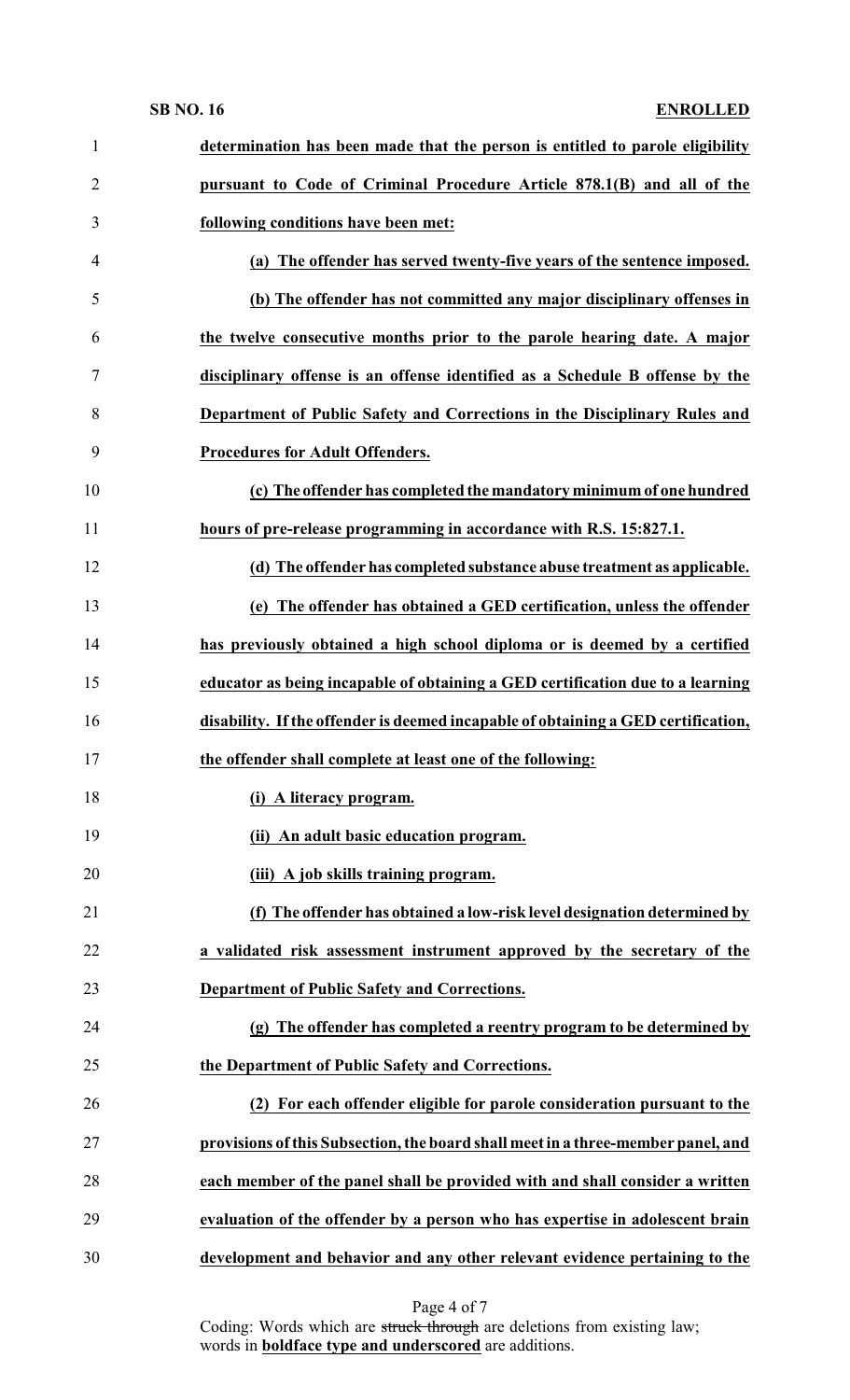**determination has been made that the person is entitled to parole eligibility pursuant to Code of Criminal Procedure Article 878.1(B) and all of the following conditions have been met:**

**(a) The offender has served twenty-five years of the sentence imposed.**

**(b) The offender has not committed any major disciplinary offenses in the twelve consecutive months prior to the parole hearing date. A major disciplinary offense is an offense identified as a Schedule B offense by the Department of Public Safety and Corrections in the Disciplinary Rules and Procedures for Adult Offenders.**

**(c) The offender has completed the mandatory minimum of one hundred hours of pre-release programming in accordance with R.S. 15:827.1.**

**(d) The offender has completed substance abuse treatment as applicable.**

**(e) The offender has obtained a GED certification, unless the offender has previously obtained a high school diploma or is deemed by a certified educator as being incapable of obtaining a GED certification due to a learning disability. If the offender is deemed incapable of obtaining a GED certification, the offender shall complete at least one of the following:**

**(i) A literacy program.**

**(ii) An adult basic education program.**

**(iii) A job skills training program.**

**(f) The offender has obtained a low-risk level designation determined by a validated risk assessment instrument approved by the secretary of the Department of Public Safety and Corrections.**

**(g) The offender has completed a reentry program to be determined by the Department of Public Safety and Corrections.**

**(2) For each offender eligible for parole consideration pursuant to the provisions of this Subsection, the board shall meet in a three-member panel, and each member of the panel shall be provided with and shall consider a written evaluation of the offender by a person who has expertise in adolescent brain development and behavior and any other relevant evidence pertaining to the**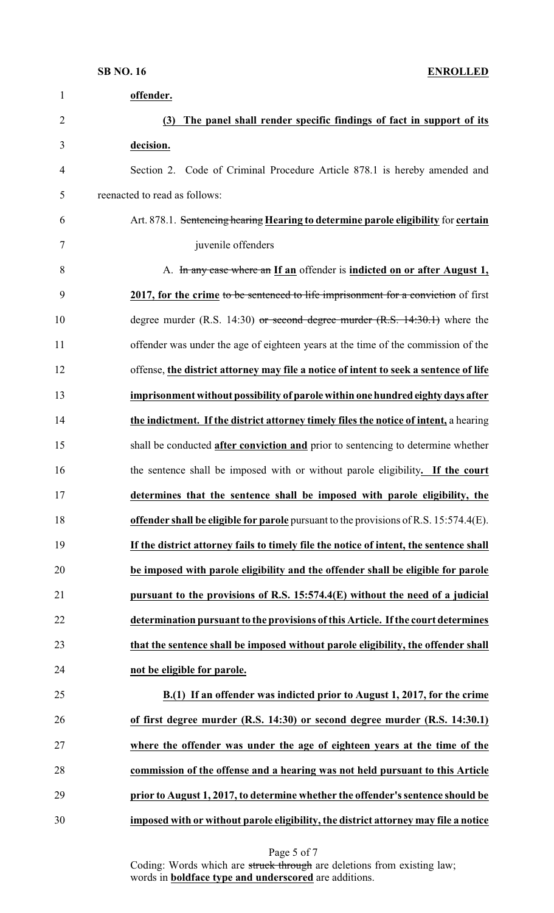**offender.**

**(3) The panel shall render specific findings of fact in support of its decision.**

Section 2. Code of Criminal Procedure Article 878.1 is hereby amended and reenacted to read as follows:

Art. 878.1. ~~Sentencing hearing~~ **Hearing to determine parole eligibility** for **certain** juvenile offenders

A. ~~In any case where an~~ **If an** offender is **indicted on or after August 1, 2017, for the crime** ~~to be sentenced to life imprisonment for a conviction~~ of first degree murder (R.S. 14:30) ~~or second degree murder (R.S. 14:30.1)~~ where the offender was under the age of eighteen years at the time of the commission of the offense, **the district attorney may file a notice of intent to seek a sentence of life imprisonment without possibility of parole within one hundred eighty days after the indictment. If the district attorney timely files the notice of intent,** a hearing shall be conducted **after conviction and** prior to sentencing to determine whether the sentence shall be imposed with or without parole eligibility**. If the court determines that the sentence shall be imposed with parole eligibility, the offender shall be eligible for parole** pursuant to the provisions of R.S. 15:574.4(E). **If the district attorney fails to timely file the notice of intent, the sentence shall be imposed with parole eligibility and the offender shall be eligible for parole pursuant to the provisions of R.S. 15:574.4(E) without the need of a judicial determination pursuant to the provisions of this Article. If the court determines that the sentence shall be imposed without parole eligibility, the offender shall not be eligible for parole.**

**B.(1) If an offender was indicted prior to August 1, 2017, for the crime of first degree murder (R.S. 14:30) or second degree murder (R.S. 14:30.1) where the offender was under the age of eighteen years at the time of the commission of the offense and a hearing was not held pursuant to this Article prior to August 1, 2017, to determine whether the offender's sentence should be imposed with or without parole eligibility, the district attorney may file a notice**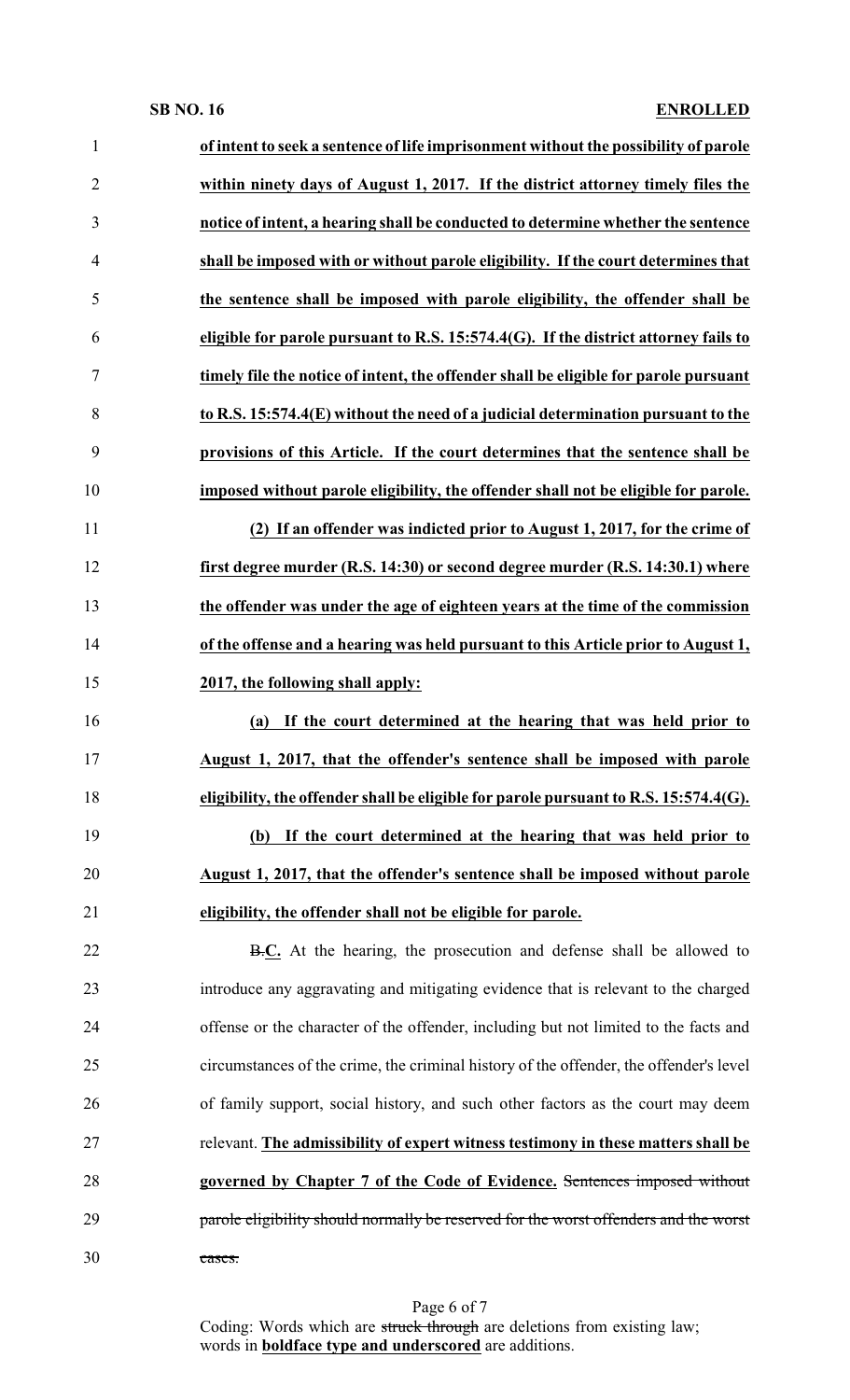**of intent to seek a sentence of life imprisonment without the possibility of parole within ninety days of August 1, 2017. If the district attorney timely files the notice of intent, a hearing shall be conducted to determine whether the sentence shall be imposed with or without parole eligibility. If the court determines that the sentence shall be imposed with parole eligibility, the offender shall be eligible for parole pursuant to R.S. 15:574.4(G). If the district attorney fails to timely file the notice of intent, the offender shall be eligible for parole pursuant to R.S. 15:574.4(E) without the need of a judicial determination pursuant to the provisions of this Article. If the court determines that the sentence shall be imposed without parole eligibility, the offender shall not be eligible for parole.**

**(2) If an offender was indicted prior to August 1, 2017, for the crime of first degree murder (R.S. 14:30) or second degree murder (R.S. 14:30.1) where the offender was under the age of eighteen years at the time of the commission of the offense and a hearing was held pursuant to this Article prior to August 1, 2017, the following shall apply:**

**(a) If the court determined at the hearing that was held prior to August 1, 2017, that the offender's sentence shall be imposed with parole eligibility, the offender shall be eligible for parole pursuant to R.S. 15:574.4(G).**

**(b) If the court determined at the hearing that was held prior to August 1, 2017, that the offender's sentence shall be imposed without parole eligibility, the offender shall not be eligible for parole.**

~~B.~~**C.** At the hearing, the prosecution and defense shall be allowed to introduce any aggravating and mitigating evidence that is relevant to the charged offense or the character of the offender, including but not limited to the facts and circumstances of the crime, the criminal history of the offender, the offender's level of family support, social history, and such other factors as the court may deem relevant. **The admissibility of expert witness testimony in these matters shall be governed by Chapter 7 of the Code of Evidence.** ~~Sentences imposed without parole eligibility should normally be reserved for the worst offenders and the worst cases.~~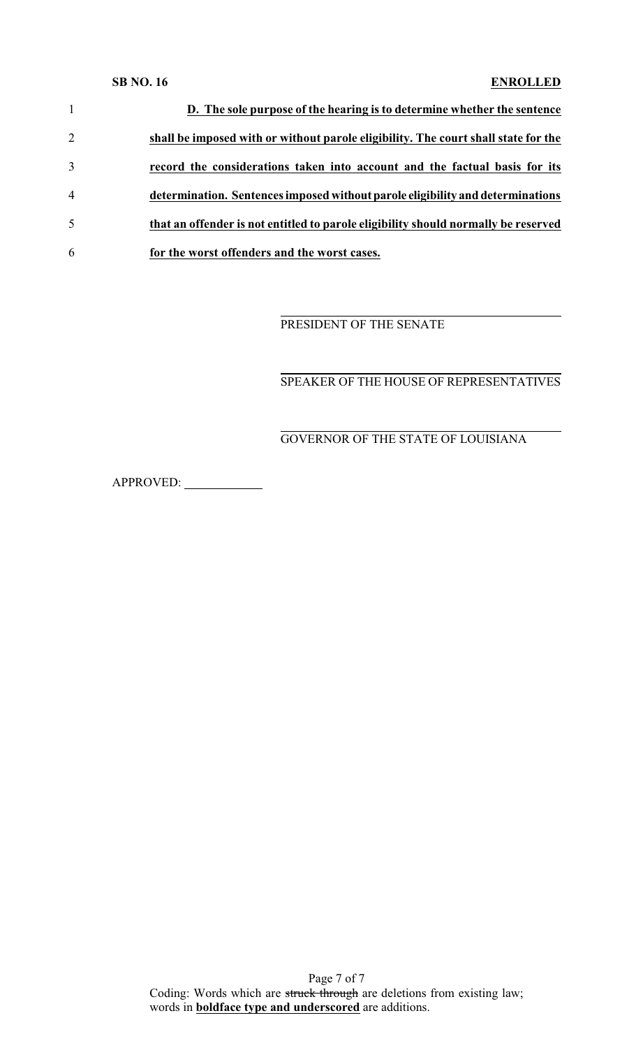**D. The sole purpose of the hearing is to determine whether the sentence shall be imposed with or without parole eligibility. The court shall state for the record the considerations taken into account and the factual basis for its determination. Sentences imposed without parole eligibility and determinations that an offender is not entitled to parole eligibility should normally be reserved for the worst offenders and the worst cases.**

PRESIDENT OF THE SENATE

SPEAKER OF THE HOUSE OF REPRESENTATIVES

GOVERNOR OF THE STATE OF LOUISIANA

APPROVED: 

Coding: Words which are ~~struck through~~ are deletions from existing law; words in **boldface type and underscored** are additions.